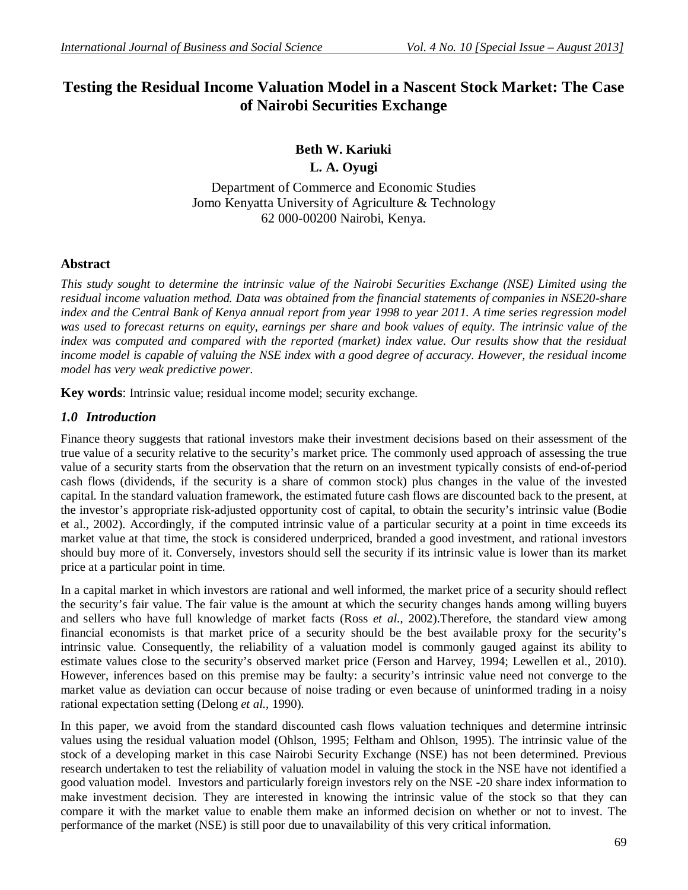# Testing the Residual Income Valuation Model in a Nascent Stock Market: The Case of Nairobi Securities Exchange

**Beth W. Kariuki**

**L. A. Oyugi**

Department of Commerce and Economic Studies
Jomo Kenyatta University of Agriculture & Technology
62 000-00200 Nairobi, Kenya.

## Abstract

*This study sought to determine the intrinsic value of the Nairobi Securities Exchange (NSE) Limited using the residual income valuation method. Data was obtained from the financial statements of companies in NSE20-share index and the Central Bank of Kenya annual report from year 1998 to year 2011. A time series regression model was used to forecast returns on equity, earnings per share and book values of equity. The intrinsic value of the index was computed and compared with the reported (market) index value. Our results show that the residual income model is capable of valuing the NSE index with a good degree of accuracy. However, the residual income model has very weak predictive power.*

**Key words**: Intrinsic value; residual income model; security exchange.

## *1.0 Introduction*

Finance theory suggests that rational investors make their investment decisions based on their assessment of the true value of a security relative to the security's market price. The commonly used approach of assessing the true value of a security starts from the observation that the return on an investment typically consists of end-of-period cash flows (dividends, if the security is a share of common stock) plus changes in the value of the invested capital. In the standard valuation framework, the estimated future cash flows are discounted back to the present, at the investor's appropriate risk-adjusted opportunity cost of capital, to obtain the security's intrinsic value (Bodie et al., 2002). Accordingly, if the computed intrinsic value of a particular security at a point in time exceeds its market value at that time, the stock is considered underpriced, branded a good investment, and rational investors should buy more of it. Conversely, investors should sell the security if its intrinsic value is lower than its market price at a particular point in time.

In a capital market in which investors are rational and well informed, the market price of a security should reflect the security's fair value. The fair value is the amount at which the security changes hands among willing buyers and sellers who have full knowledge of market facts (Ross *et al.*, 2002).Therefore, the standard view among financial economists is that market price of a security should be the best available proxy for the security's intrinsic value. Consequently, the reliability of a valuation model is commonly gauged against its ability to estimate values close to the security's observed market price (Ferson and Harvey, 1994; Lewellen et al., 2010). However, inferences based on this premise may be faulty: a security's intrinsic value need not converge to the market value as deviation can occur because of noise trading or even because of uninformed trading in a noisy rational expectation setting (Delong *et al.,* 1990).

In this paper, we avoid from the standard discounted cash flows valuation techniques and determine intrinsic values using the residual valuation model (Ohlson, 1995; Feltham and Ohlson, 1995). The intrinsic value of the stock of a developing market in this case Nairobi Security Exchange (NSE) has not been determined. Previous research undertaken to test the reliability of valuation model in valuing the stock in the NSE have not identified a good valuation model. Investors and particularly foreign investors rely on the NSE -20 share index information to make investment decision. They are interested in knowing the intrinsic value of the stock so that they can compare it with the market value to enable them make an informed decision on whether or not to invest. The performance of the market (NSE) is still poor due to unavailability of this very critical information.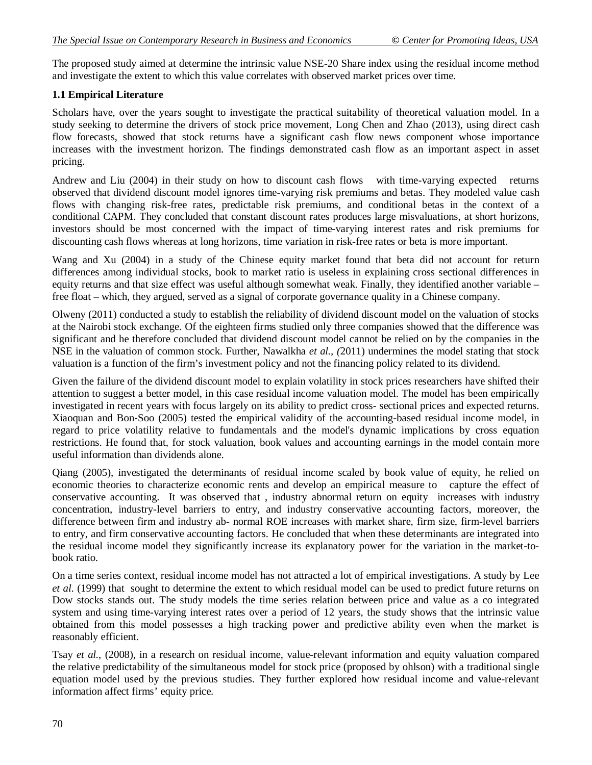The proposed study aimed at determine the intrinsic value NSE-20 Share index using the residual income method and investigate the extent to which this value correlates with observed market prices over time.

### 1.1 Empirical Literature

Scholars have, over the years sought to investigate the practical suitability of theoretical valuation model. In a study seeking to determine the drivers of stock price movement, Long Chen and Zhao (2013), using direct cash flow forecasts, showed that stock returns have a significant cash flow news component whose importance increases with the investment horizon. The findings demonstrated cash flow as an important aspect in asset pricing.

Andrew and Liu (2004) in their study on how to discount cash flows with time-varying expected returns observed that dividend discount model ignores time-varying risk premiums and betas. They modeled value cash flows with changing risk-free rates, predictable risk premiums, and conditional betas in the context of a conditional CAPM. They concluded that constant discount rates produces large misvaluations, at short horizons, investors should be most concerned with the impact of time-varying interest rates and risk premiums for discounting cash flows whereas at long horizons, time variation in risk-free rates or beta is more important.

Wang and Xu (2004) in a study of the Chinese equity market found that beta did not account for return differences among individual stocks, book to market ratio is useless in explaining cross sectional differences in equity returns and that size effect was useful although somewhat weak. Finally, they identified another variable – free float – which, they argued, served as a signal of corporate governance quality in a Chinese company.

Olweny (2011) conducted a study to establish the reliability of dividend discount model on the valuation of stocks at the Nairobi stock exchange. Of the eighteen firms studied only three companies showed that the difference was significant and he therefore concluded that dividend discount model cannot be relied on by the companies in the NSE in the valuation of common stock. Further, Nawalkha *et al., (*2011) undermines the model stating that stock valuation is a function of the firm's investment policy and not the financing policy related to its dividend.

Given the failure of the dividend discount model to explain volatility in stock prices researchers have shifted their attention to suggest a better model, in this case residual income valuation model. The model has been empirically investigated in recent years with focus largely on its ability to predict cross- sectional prices and expected returns. Xiaoquan and Bon-Soo (2005) tested the empirical validity of the accounting-based residual income model, in regard to price volatility relative to fundamentals and the model's dynamic implications by cross equation restrictions. He found that, for stock valuation, book values and accounting earnings in the model contain more useful information than dividends alone.

Qiang (2005), investigated the determinants of residual income scaled by book value of equity, he relied on economic theories to characterize economic rents and develop an empirical measure to capture the effect of conservative accounting. It was observed that , industry abnormal return on equity increases with industry concentration, industry-level barriers to entry, and industry conservative accounting factors, moreover, the difference between firm and industry ab- normal ROE increases with market share, firm size, firm-level barriers to entry, and firm conservative accounting factors. He concluded that when these determinants are integrated into the residual income model they significantly increase its explanatory power for the variation in the market-to-book ratio.

On a time series context, residual income model has not attracted a lot of empirical investigations. A study by Lee *et al.* (1999) that sought to determine the extent to which residual model can be used to predict future returns on Dow stocks stands out. The study models the time series relation between price and value as a co integrated system and using time-varying interest rates over a period of 12 years, the study shows that the intrinsic value obtained from this model possesses a high tracking power and predictive ability even when the market is reasonably efficient.

Tsay *et al.,* (2008), in a research on residual income, value-relevant information and equity valuation compared the relative predictability of the simultaneous model for stock price (proposed by ohlson) with a traditional single equation model used by the previous studies. They further explored how residual income and value-relevant information affect firms' equity price.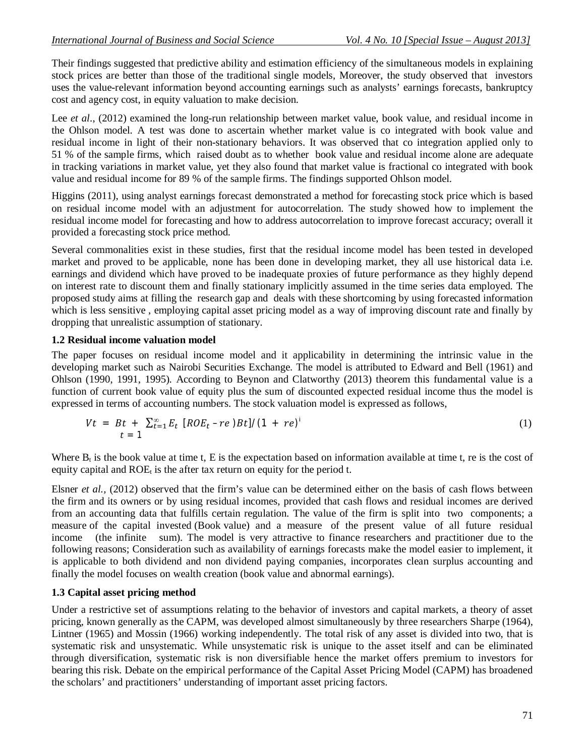Their findings suggested that predictive ability and estimation efficiency of the simultaneous models in explaining stock prices are better than those of the traditional single models, Moreover, the study observed that investors uses the value-relevant information beyond accounting earnings such as analysts' earnings forecasts, bankruptcy cost and agency cost, in equity valuation to make decision.

Lee *et al*., (2012) examined the long-run relationship between market value, book value, and residual income in the Ohlson model. A test was done to ascertain whether market value is co integrated with book value and residual income in light of their non-stationary behaviors. It was observed that co integration applied only to 51 % of the sample firms, which raised doubt as to whether book value and residual income alone are adequate in tracking variations in market value, yet they also found that market value is fractional co integrated with book value and residual income for 89 % of the sample firms. The findings supported Ohlson model.

Higgins (2011), using analyst earnings forecast demonstrated a method for forecasting stock price which is based on residual income model with an adjustment for autocorrelation. The study showed how to implement the residual income model for forecasting and how to address autocorrelation to improve forecast accuracy; overall it provided a forecasting stock price method.

Several commonalities exist in these studies, first that the residual income model has been tested in developed market and proved to be applicable, none has been done in developing market, they all use historical data i.e. earnings and dividend which have proved to be inadequate proxies of future performance as they highly depend on interest rate to discount them and finally stationary implicitly assumed in the time series data employed. The proposed study aims at filling the research gap and deals with these shortcoming by using forecasted information which is less sensitive , employing capital asset pricing model as a way of improving discount rate and finally by dropping that unrealistic assumption of stationary.

### 1.2 Residual income valuation model

The paper focuses on residual income model and it applicability in determining the intrinsic value in the developing market such as Nairobi Securities Exchange. The model is attributed to Edward and Bell (1961) and Ohlson (1990, 1991, 1995). According to Beynon and Clatworthy (2013) theorem this fundamental value is a function of current book value of equity plus the sum of discounted expected residual income thus the model is expressed in terms of accounting numbers. The stock valuation model is expressed as follows,

$$Vt = Bt + \sum_{t=1}^{\infty} E_t \; [ROE_t - re\,)Bt]/(1 + re)^{i} \tag{1}$$

Where $B_t$ is the book value at time t, E is the expectation based on information available at time t, re is the cost of equity capital and $ROE_t$ is the after tax return on equity for the period t.

Elsner *et al.*, (2012) observed that the firm's value can be determined either on the basis of cash flows between the firm and its owners or by using residual incomes, provided that cash flows and residual incomes are derived from an accounting data that fulfills certain regulation. The value of the firm is split into two components; a measure of the capital invested (Book value) and a measure of the present value of all future residual income (the infinite sum). The model is very attractive to finance researchers and practitioner due to the following reasons; Consideration such as availability of earnings forecasts make the model easier to implement, it is applicable to both dividend and non dividend paying companies, incorporates clean surplus accounting and finally the model focuses on wealth creation (book value and abnormal earnings).

### 1.3 Capital asset pricing method

Under a restrictive set of assumptions relating to the behavior of investors and capital markets, a theory of asset pricing, known generally as the CAPM, was developed almost simultaneously by three researchers Sharpe (1964), Lintner (1965) and Mossin (1966) working independently. The total risk of any asset is divided into two, that is systematic risk and unsystematic. While unsystematic risk is unique to the asset itself and can be eliminated through diversification, systematic risk is non diversifiable hence the market offers premium to investors for bearing this risk. Debate on the empirical performance of the Capital Asset Pricing Model (CAPM) has broadened the scholars' and practitioners' understanding of important asset pricing factors.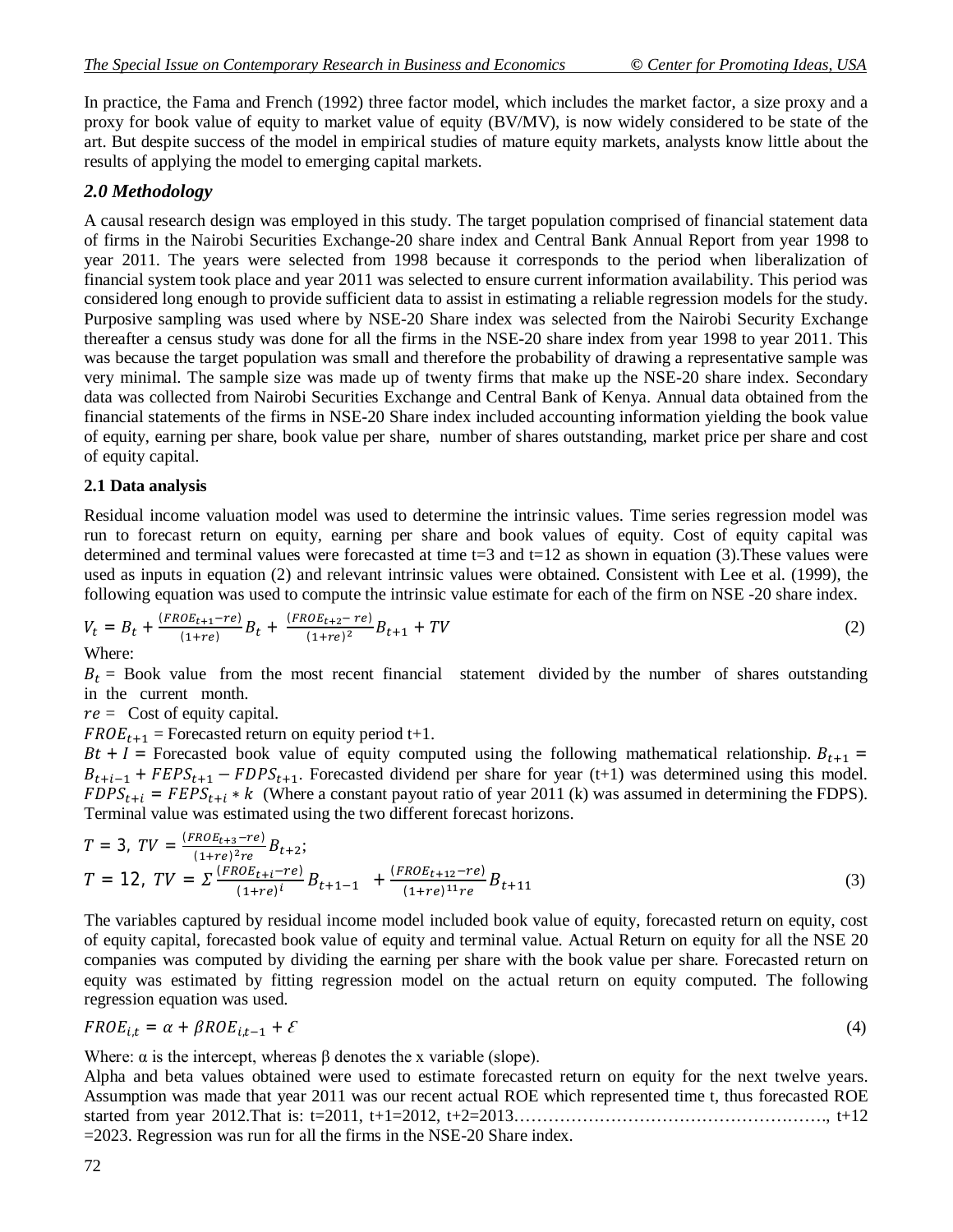In practice, the Fama and French (1992) three factor model, which includes the market factor, a size proxy and a proxy for book value of equity to market value of equity (BV/MV), is now widely considered to be state of the art. But despite success of the model in empirical studies of mature equity markets, analysts know little about the results of applying the model to emerging capital markets.

## *2.0 Methodology*

A causal research design was employed in this study. The target population comprised of financial statement data of firms in the Nairobi Securities Exchange-20 share index and Central Bank Annual Report from year 1998 to year 2011. The years were selected from 1998 because it corresponds to the period when liberalization of financial system took place and year 2011 was selected to ensure current information availability. This period was considered long enough to provide sufficient data to assist in estimating a reliable regression models for the study. Purposive sampling was used where by NSE-20 Share index was selected from the Nairobi Security Exchange thereafter a census study was done for all the firms in the NSE-20 share index from year 1998 to year 2011. This was because the target population was small and therefore the probability of drawing a representative sample was very minimal. The sample size was made up of twenty firms that make up the NSE-20 share index. Secondary data was collected from Nairobi Securities Exchange and Central Bank of Kenya. Annual data obtained from the financial statements of the firms in NSE-20 Share index included accounting information yielding the book value of equity, earning per share, book value per share, number of shares outstanding, market price per share and cost of equity capital.

### 2.1 Data analysis

Residual income valuation model was used to determine the intrinsic values. Time series regression model was run to forecast return on equity, earning per share and book values of equity. Cost of equity capital was determined and terminal values were forecasted at time t=3 and t=12 as shown in equation (3).These values were used as inputs in equation (2) and relevant intrinsic values were obtained. Consistent with Lee et al. (1999), the following equation was used to compute the intrinsic value estimate for each of the firm on NSE -20 share index.

$$V_t = B_t + \frac{(FROE_{t+1} - re)}{(1+re)} B_t + \frac{(FROE_{t+2} - re)}{(1+re)^2} B_{t+1} + TV \quad (2)$$

Where:

$B_t$ = Book value from the most recent financial statement divided by the number of shares outstanding in the current month.

$re$ = Cost of equity capital.

$FROE_{t+1}$ = Forecasted return on equity period t+1.

$Bt + I$ = Forecasted book value of equity computed using the following mathematical relationship. $B_{t+1} = B_{t+i-1} + FEPS_{t+1} - FDPS_{t+1}$. Forecasted dividend per share for year (t+1) was determined using this model. $FDPS_{t+i} = FEPS_{t+i} * k$ (Where a constant payout ratio of year 2011 (k) was assumed in determining the FDPS). Terminal value was estimated using the two different forecast horizons.

$$T = 3,\ TV = \frac{(FROE_{t+3} - re)}{(1+re)^2 re} B_{t+2};$$

$$T = 12,\ TV = \Sigma \frac{(FROE_{t+i} - re)}{(1+re)^i} B_{t+1-1} + \frac{(FROE_{t+12} - re)}{(1+re)^{11} re} B_{t+11} \quad (3)$$

The variables captured by residual income model included book value of equity, forecasted return on equity, cost of equity capital, forecasted book value of equity and terminal value. Actual Return on equity for all the NSE 20 companies was computed by dividing the earning per share with the book value per share. Forecasted return on equity was estimated by fitting regression model on the actual return on equity computed. The following regression equation was used.

$$FROE_{i,t} = \alpha + \beta ROE_{i,t-1} + \mathcal{E} \quad (4)$$

Where: α is the intercept, whereas β denotes the x variable (slope).

Alpha and beta values obtained were used to estimate forecasted return on equity for the next twelve years. Assumption was made that year 2011 was our recent actual ROE which represented time t, thus forecasted ROE started from year 2012.That is: t=2011, t+1=2012, t+2=2013………………………………………………., t+12 =2023. Regression was run for all the firms in the NSE-20 Share index.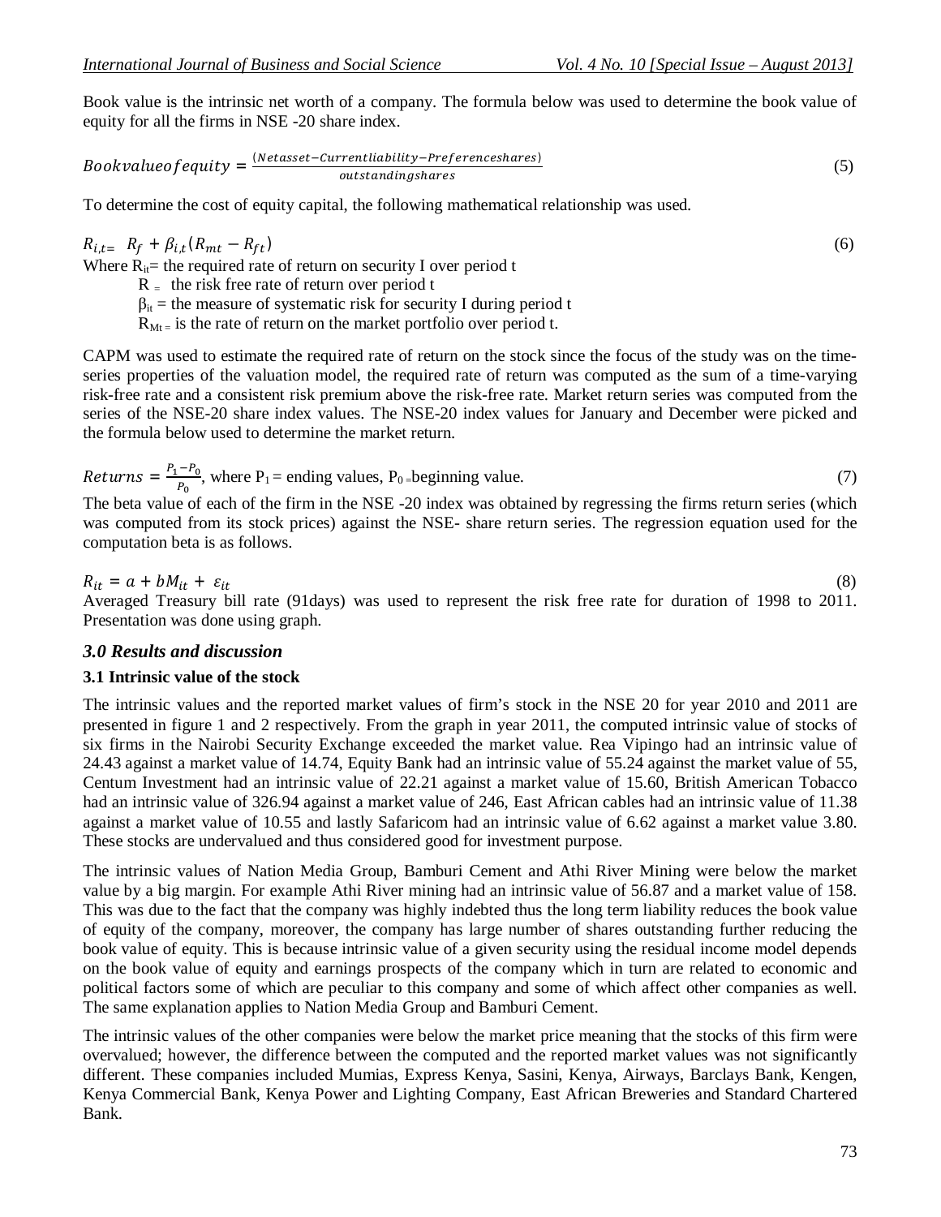Book value is the intrinsic net worth of a company. The formula below was used to determine the book value of equity for all the firms in NSE -20 share index.

$$Bookvalueofequity = \frac{(Netasset - Currentliability - Preferenceshares)}{outstandingshares} \quad (5)$$

To determine the cost of equity capital, the following mathematical relationship was used.

$$R_{i,t=} \; R_f + \beta_{i,t}(R_{mt} - R_{ft}) \quad (6)$$

Where $R_{it}$= the required rate of return on security I over period t

$R_=$ the risk free rate of return over period t

$\beta_{it}$ = the measure of systematic risk for security I during period t

$R_{Mt=}$ is the rate of return on the market portfolio over period t.

CAPM was used to estimate the required rate of return on the stock since the focus of the study was on the time-series properties of the valuation model, the required rate of return was computed as the sum of a time-varying risk-free rate and a consistent risk premium above the risk-free rate. Market return series was computed from the series of the NSE-20 share index values. The NSE-20 index values for January and December were picked and the formula below used to determine the market return.

$$Returns = \frac{P_1 - P_0}{P_0}, \text{ where } P_1 = \text{ending values, } P_0 = \text{beginning value.} \quad (7)$$

The beta value of each of the firm in the NSE -20 index was obtained by regressing the firms return series (which was computed from its stock prices) against the NSE- share return series. The regression equation used for the computation beta is as follows.

$$R_{it} = a + bM_{it} + \varepsilon_{it} \quad (8)$$

Averaged Treasury bill rate (91days) was used to represent the risk free rate for duration of 1998 to 2011. Presentation was done using graph.

## *3.0 Results and discussion*

### 3.1 Intrinsic value of the stock

The intrinsic values and the reported market values of firm's stock in the NSE 20 for year 2010 and 2011 are presented in figure 1 and 2 respectively. From the graph in year 2011, the computed intrinsic value of stocks of six firms in the Nairobi Security Exchange exceeded the market value. Rea Vipingo had an intrinsic value of 24.43 against a market value of 14.74, Equity Bank had an intrinsic value of 55.24 against the market value of 55, Centum Investment had an intrinsic value of 22.21 against a market value of 15.60, British American Tobacco had an intrinsic value of 326.94 against a market value of 246, East African cables had an intrinsic value of 11.38 against a market value of 10.55 and lastly Safaricom had an intrinsic value of 6.62 against a market value 3.80. These stocks are undervalued and thus considered good for investment purpose.

The intrinsic values of Nation Media Group, Bamburi Cement and Athi River Mining were below the market value by a big margin. For example Athi River mining had an intrinsic value of 56.87 and a market value of 158. This was due to the fact that the company was highly indebted thus the long term liability reduces the book value of equity of the company, moreover, the company has large number of shares outstanding further reducing the book value of equity. This is because intrinsic value of a given security using the residual income model depends on the book value of equity and earnings prospects of the company which in turn are related to economic and political factors some of which are peculiar to this company and some of which affect other companies as well. The same explanation applies to Nation Media Group and Bamburi Cement.

The intrinsic values of the other companies were below the market price meaning that the stocks of this firm were overvalued; however, the difference between the computed and the reported market values was not significantly different. These companies included Mumias, Express Kenya, Sasini, Kenya, Airways, Barclays Bank, Kengen, Kenya Commercial Bank, Kenya Power and Lighting Company, East African Breweries and Standard Chartered Bank.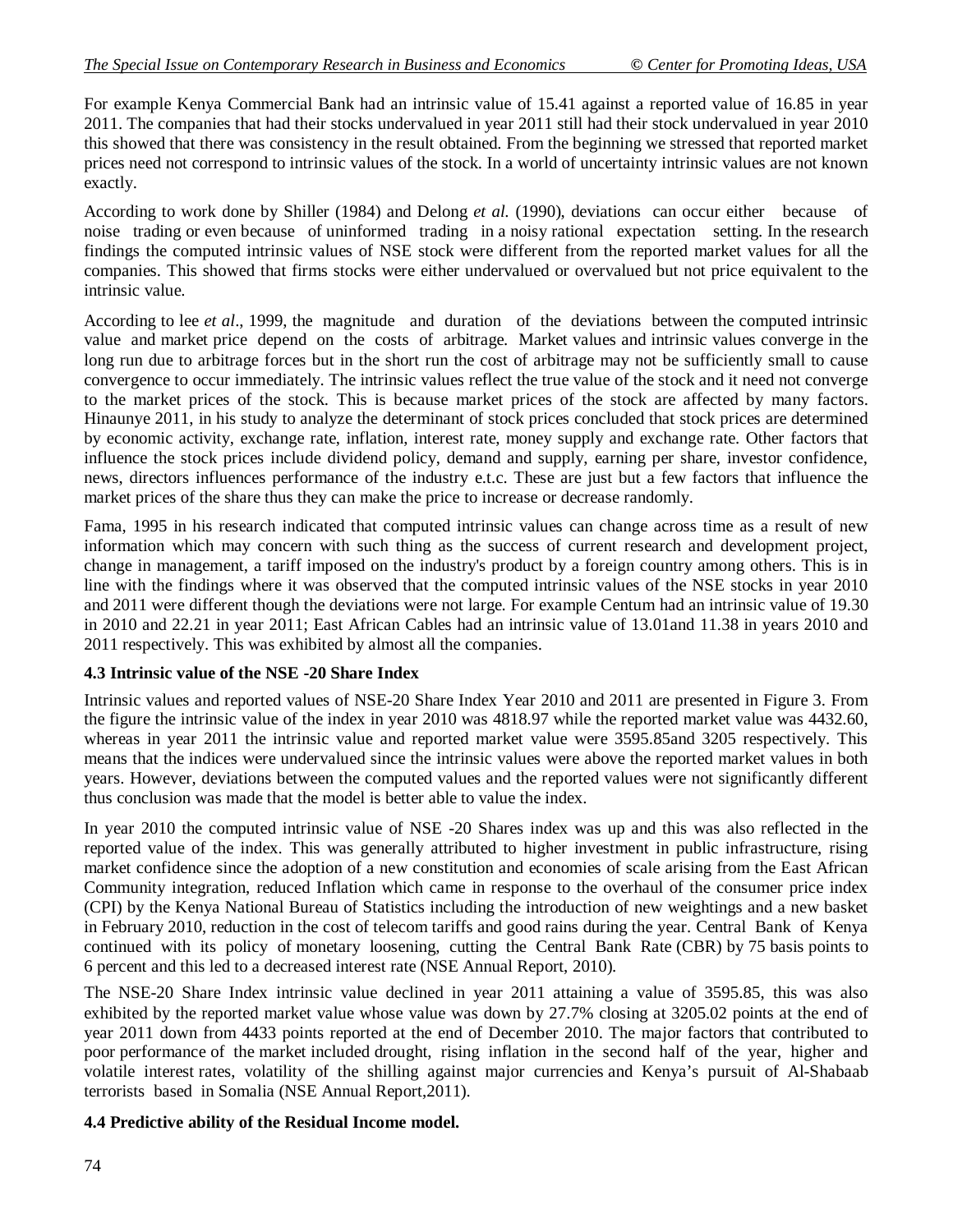For example Kenya Commercial Bank had an intrinsic value of 15.41 against a reported value of 16.85 in year 2011. The companies that had their stocks undervalued in year 2011 still had their stock undervalued in year 2010 this showed that there was consistency in the result obtained. From the beginning we stressed that reported market prices need not correspond to intrinsic values of the stock. In a world of uncertainty intrinsic values are not known exactly.

According to work done by Shiller (1984) and Delong *et al.* (1990), deviations can occur either because of noise trading or even because of uninformed trading in a noisy rational expectation setting. In the research findings the computed intrinsic values of NSE stock were different from the reported market values for all the companies. This showed that firms stocks were either undervalued or overvalued but not price equivalent to the intrinsic value.

According to lee *et al*., 1999, the magnitude and duration of the deviations between the computed intrinsic value and market price depend on the costs of arbitrage. Market values and intrinsic values converge in the long run due to arbitrage forces but in the short run the cost of arbitrage may not be sufficiently small to cause convergence to occur immediately. The intrinsic values reflect the true value of the stock and it need not converge to the market prices of the stock. This is because market prices of the stock are affected by many factors. Hinaunye 2011, in his study to analyze the determinant of stock prices concluded that stock prices are determined by economic activity, exchange rate, inflation, interest rate, money supply and exchange rate. Other factors that influence the stock prices include dividend policy, demand and supply, earning per share, investor confidence, news, directors influences performance of the industry e.t.c. These are just but a few factors that influence the market prices of the share thus they can make the price to increase or decrease randomly.

Fama, 1995 in his research indicated that computed intrinsic values can change across time as a result of new information which may concern with such thing as the success of current research and development project, change in management, a tariff imposed on the industry's product by a foreign country among others. This is in line with the findings where it was observed that the computed intrinsic values of the NSE stocks in year 2010 and 2011 were different though the deviations were not large. For example Centum had an intrinsic value of 19.30 in 2010 and 22.21 in year 2011; East African Cables had an intrinsic value of 13.01and 11.38 in years 2010 and 2011 respectively. This was exhibited by almost all the companies.

### 4.3 Intrinsic value of the NSE -20 Share Index

Intrinsic values and reported values of NSE-20 Share Index Year 2010 and 2011 are presented in Figure 3. From the figure the intrinsic value of the index in year 2010 was 4818.97 while the reported market value was 4432.60, whereas in year 2011 the intrinsic value and reported market value were 3595.85and 3205 respectively. This means that the indices were undervalued since the intrinsic values were above the reported market values in both years. However, deviations between the computed values and the reported values were not significantly different thus conclusion was made that the model is better able to value the index.

In year 2010 the computed intrinsic value of NSE -20 Shares index was up and this was also reflected in the reported value of the index. This was generally attributed to higher investment in public infrastructure, rising market confidence since the adoption of a new constitution and economies of scale arising from the East African Community integration, reduced Inflation which came in response to the overhaul of the consumer price index (CPI) by the Kenya National Bureau of Statistics including the introduction of new weightings and a new basket in February 2010, reduction in the cost of telecom tariffs and good rains during the year. Central Bank of Kenya continued with its policy of monetary loosening, cutting the Central Bank Rate (CBR) by 75 basis points to 6 percent and this led to a decreased interest rate (NSE Annual Report, 2010).

The NSE-20 Share Index intrinsic value declined in year 2011 attaining a value of 3595.85, this was also exhibited by the reported market value whose value was down by 27.7% closing at 3205.02 points at the end of year 2011 down from 4433 points reported at the end of December 2010. The major factors that contributed to poor performance of the market included drought, rising inflation in the second half of the year, higher and volatile interest rates, volatility of the shilling against major currencies and Kenya's pursuit of Al-Shabaab terrorists based in Somalia (NSE Annual Report,2011).

### 4.4 Predictive ability of the Residual Income model.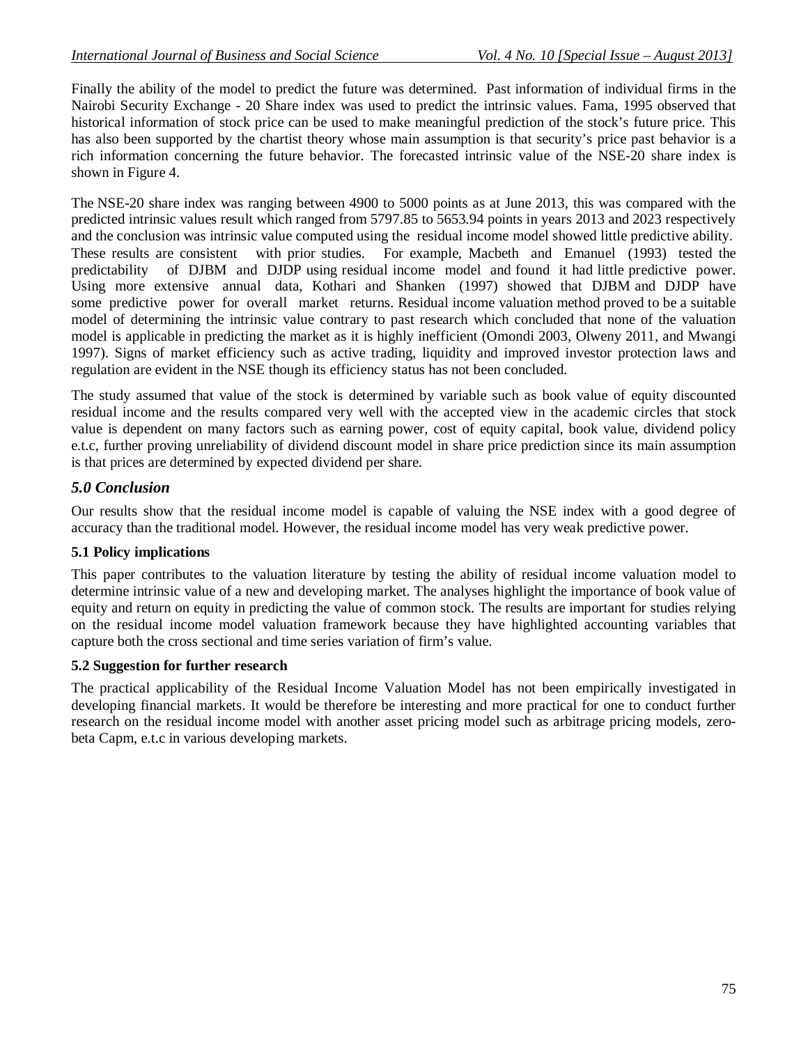Finally the ability of the model to predict the future was determined. Past information of individual firms in the Nairobi Security Exchange - 20 Share index was used to predict the intrinsic values. Fama, 1995 observed that historical information of stock price can be used to make meaningful prediction of the stock's future price. This has also been supported by the chartist theory whose main assumption is that security's price past behavior is a rich information concerning the future behavior. The forecasted intrinsic value of the NSE-20 share index is shown in Figure 4.

The NSE-20 share index was ranging between 4900 to 5000 points as at June 2013, this was compared with the predicted intrinsic values result which ranged from 5797.85 to 5653.94 points in years 2013 and 2023 respectively and the conclusion was intrinsic value computed using the residual income model showed little predictive ability. These results are consistent with prior studies. For example, Macbeth and Emanuel (1993) tested the predictability of DJBM and DJDP using residual income model and found it had little predictive power. Using more extensive annual data, Kothari and Shanken (1997) showed that DJBM and DJDP have some predictive power for overall market returns. Residual income valuation method proved to be a suitable model of determining the intrinsic value contrary to past research which concluded that none of the valuation model is applicable in predicting the market as it is highly inefficient (Omondi 2003, Olweny 2011, and Mwangi 1997). Signs of market efficiency such as active trading, liquidity and improved investor protection laws and regulation are evident in the NSE though its efficiency status has not been concluded.

The study assumed that value of the stock is determined by variable such as book value of equity discounted residual income and the results compared very well with the accepted view in the academic circles that stock value is dependent on many factors such as earning power, cost of equity capital, book value, dividend policy e.t.c, further proving unreliability of dividend discount model in share price prediction since its main assumption is that prices are determined by expected dividend per share.

## *5.0 Conclusion*

Our results show that the residual income model is capable of valuing the NSE index with a good degree of accuracy than the traditional model. However, the residual income model has very weak predictive power.

### 5.1 Policy implications

This paper contributes to the valuation literature by testing the ability of residual income valuation model to determine intrinsic value of a new and developing market. The analyses highlight the importance of book value of equity and return on equity in predicting the value of common stock. The results are important for studies relying on the residual income model valuation framework because they have highlighted accounting variables that capture both the cross sectional and time series variation of firm's value.

### 5.2 Suggestion for further research

The practical applicability of the Residual Income Valuation Model has not been empirically investigated in developing financial markets. It would be therefore be interesting and more practical for one to conduct further research on the residual income model with another asset pricing model such as arbitrage pricing models, zero-beta Capm, e.t.c in various developing markets.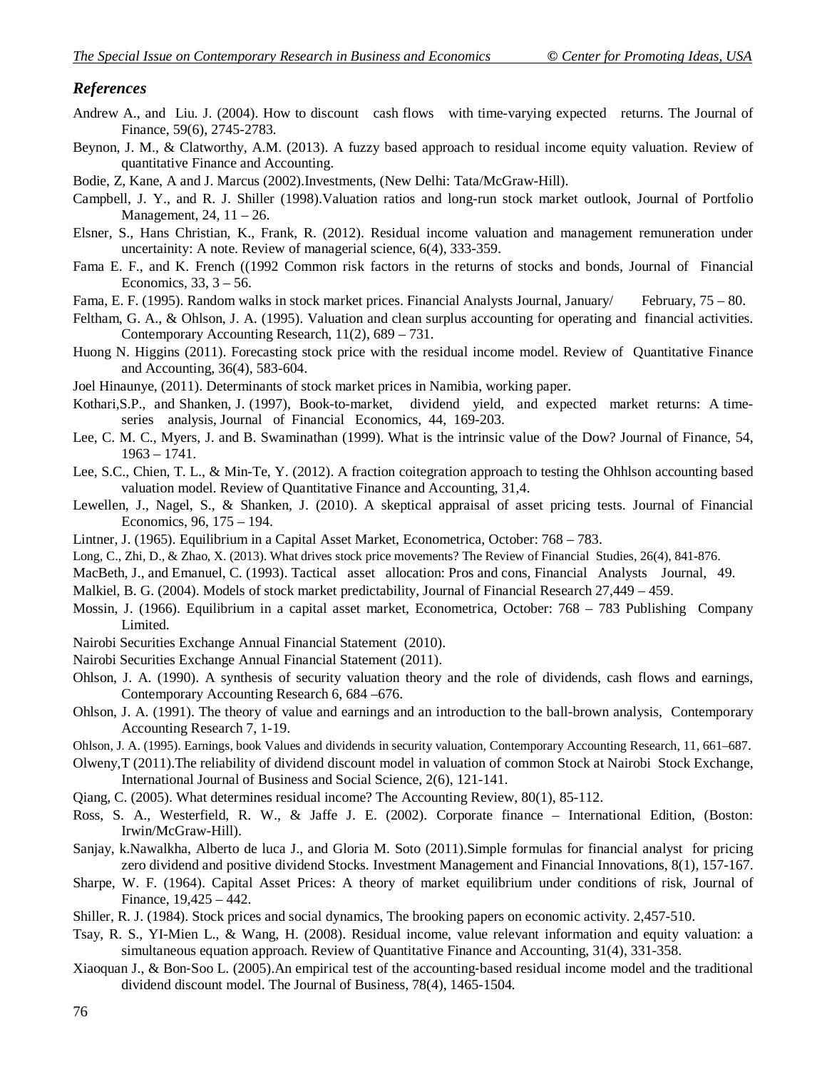## *References*

Andrew A., and Liu. J. (2004). How to discount cash flows with time-varying expected returns. The Journal of Finance, 59(6), 2745-2783.

Beynon, J. M., & Clatworthy, A.M. (2013). A fuzzy based approach to residual income equity valuation. Review of quantitative Finance and Accounting.

Bodie, Z, Kane, A and J. Marcus (2002).Investments, (New Delhi: Tata/McGraw-Hill).

Campbell, J. Y., and R. J. Shiller (1998).Valuation ratios and long-run stock market outlook, Journal of Portfolio Management, 24, 11 – 26.

Elsner, S., Hans Christian, K., Frank, R. (2012). Residual income valuation and management remuneration under uncertainity: A note. Review of managerial science, 6(4), 333-359.

Fama E. F., and K. French ((1992 Common risk factors in the returns of stocks and bonds, Journal of Financial Economics, 33, 3 – 56.

Fama, E. F. (1995). Random walks in stock market prices. Financial Analysts Journal, January/ February, 75 – 80.

Feltham, G. A., & Ohlson, J. A. (1995). Valuation and clean surplus accounting for operating and financial activities. Contemporary Accounting Research, 11(2), 689 – 731.

Huong N. Higgins (2011). Forecasting stock price with the residual income model. Review of Quantitative Finance and Accounting, 36(4), 583-604.

Joel Hinaunye, (2011). Determinants of stock market prices in Namibia, working paper.

Kothari,S.P., and Shanken, J. (1997), Book-to-market, dividend yield, and expected market returns: A time-series analysis, Journal of Financial Economics, 44, 169-203.

Lee, C. M. C., Myers, J. and B. Swaminathan (1999). What is the intrinsic value of the Dow? Journal of Finance, 54, 1963 – 1741.

Lee, S.C., Chien, T. L., & Min-Te, Y. (2012). A fraction coitegration approach to testing the Ohhlson accounting based valuation model. Review of Quantitative Finance and Accounting, 31,4.

Lewellen, J., Nagel, S., & Shanken, J. (2010). A skeptical appraisal of asset pricing tests. Journal of Financial Economics, 96, 175 – 194.

Lintner, J. (1965). Equilibrium in a Capital Asset Market, Econometrica, October: 768 – 783.

Long, C., Zhi, D., & Zhao, X. (2013). What drives stock price movements? The Review of Financial Studies, 26(4), 841-876.

MacBeth, J., and Emanuel, C. (1993). Tactical asset allocation: Pros and cons, Financial Analysts Journal, 49.

Malkiel, B. G. (2004). Models of stock market predictability, Journal of Financial Research 27,449 – 459.

Mossin, J. (1966). Equilibrium in a capital asset market, Econometrica, October: 768 – 783 Publishing Company Limited.

Nairobi Securities Exchange Annual Financial Statement (2010).

Nairobi Securities Exchange Annual Financial Statement (2011).

Ohlson, J. A. (1990). A synthesis of security valuation theory and the role of dividends, cash flows and earnings, Contemporary Accounting Research 6, 684 –676.

Ohlson, J. A. (1991). The theory of value and earnings and an introduction to the ball-brown analysis, Contemporary Accounting Research 7, 1-19.

Ohlson, J. A. (1995). Earnings, book Values and dividends in security valuation, Contemporary Accounting Research, 11, 661–687.

Olweny,T (2011).The reliability of dividend discount model in valuation of common Stock at Nairobi Stock Exchange, International Journal of Business and Social Science, 2(6), 121-141.

Qiang, C. (2005). What determines residual income? The Accounting Review, 80(1), 85-112.

Ross, S. A., Westerfield, R. W., & Jaffe J. E. (2002). Corporate finance – International Edition, (Boston: Irwin/McGraw-Hill).

Sanjay, k.Nawalkha, Alberto de luca J., and Gloria M. Soto (2011).Simple formulas for financial analyst for pricing zero dividend and positive dividend Stocks. Investment Management and Financial Innovations, 8(1), 157-167.

Sharpe, W. F. (1964). Capital Asset Prices: A theory of market equilibrium under conditions of risk, Journal of Finance, 19,425 – 442.

Shiller, R. J. (1984). Stock prices and social dynamics, The brooking papers on economic activity. 2,457-510.

Tsay, R. S., YI-Mien L., & Wang, H. (2008). Residual income, value relevant information and equity valuation: a simultaneous equation approach. Review of Quantitative Finance and Accounting, 31(4), 331-358.

Xiaoquan J., & Bon-Soo L. (2005).An empirical test of the accounting-based residual income model and the traditional dividend discount model. The Journal of Business, 78(4), 1465-1504.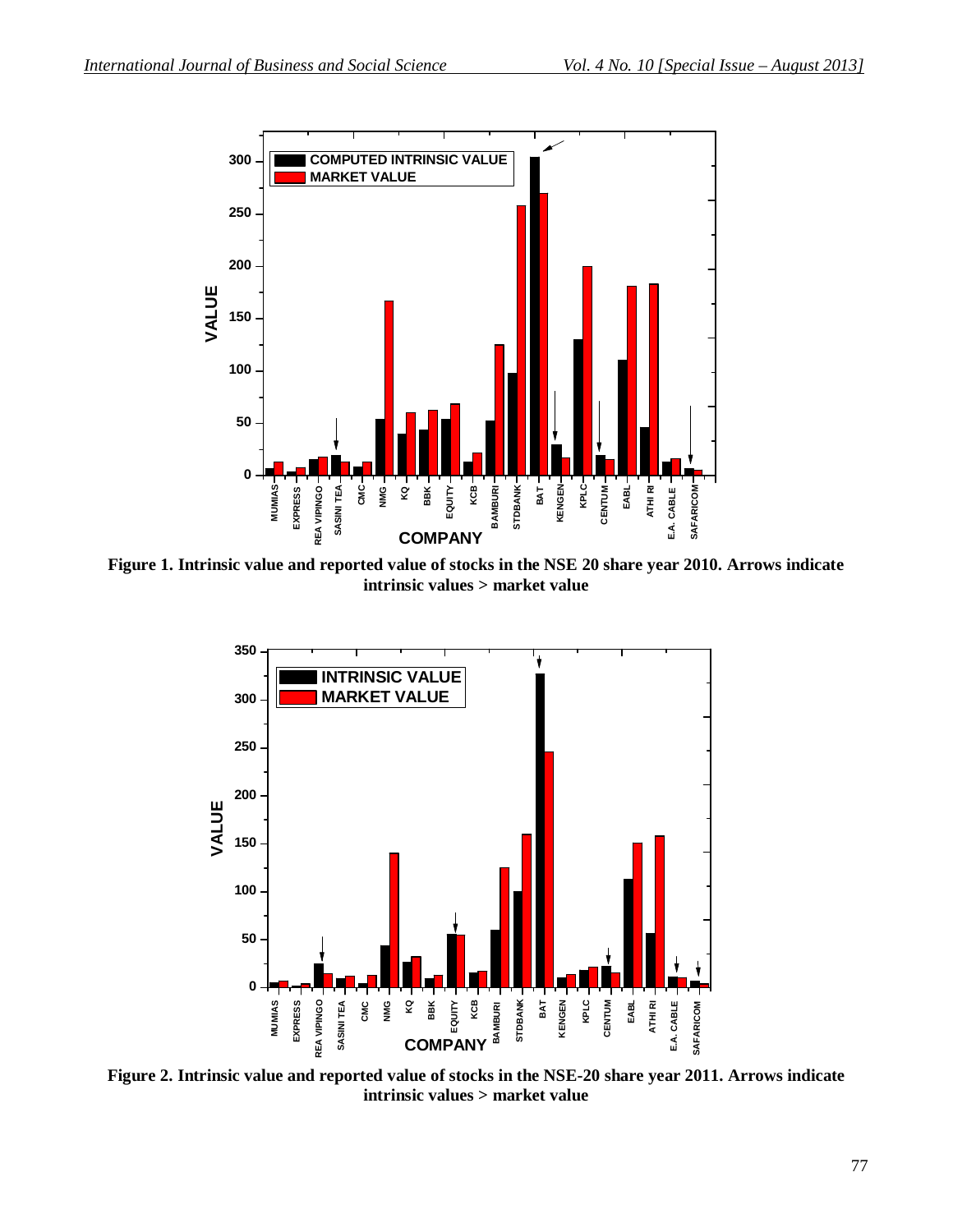Figure 1. Intrinsic value and reported value of stocks in the NSE 20 share year 2010. Arrows indicate intrinsic values > market value

Figure 2. Intrinsic value and reported value of stocks in the NSE-20 share year 2011. Arrows indicate intrinsic values > market value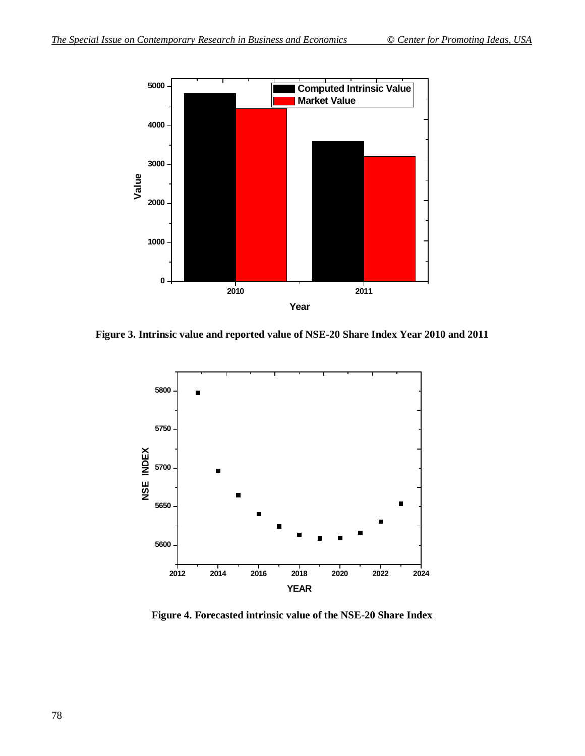Computed Intrinsic Value
Market Value
5000
4000
3000
2000
1000
0
Value
2010
2011
Year

**Figure 3. Intrinsic value and reported value of NSE-20 Share Index Year 2010 and 2011**

5800
5750
5700
5650
5600
NSE INDEX
2012
2014
2016
2018
2020
2022
2024
YEAR

**Figure 4. Forecasted intrinsic value of the NSE-20 Share Index**